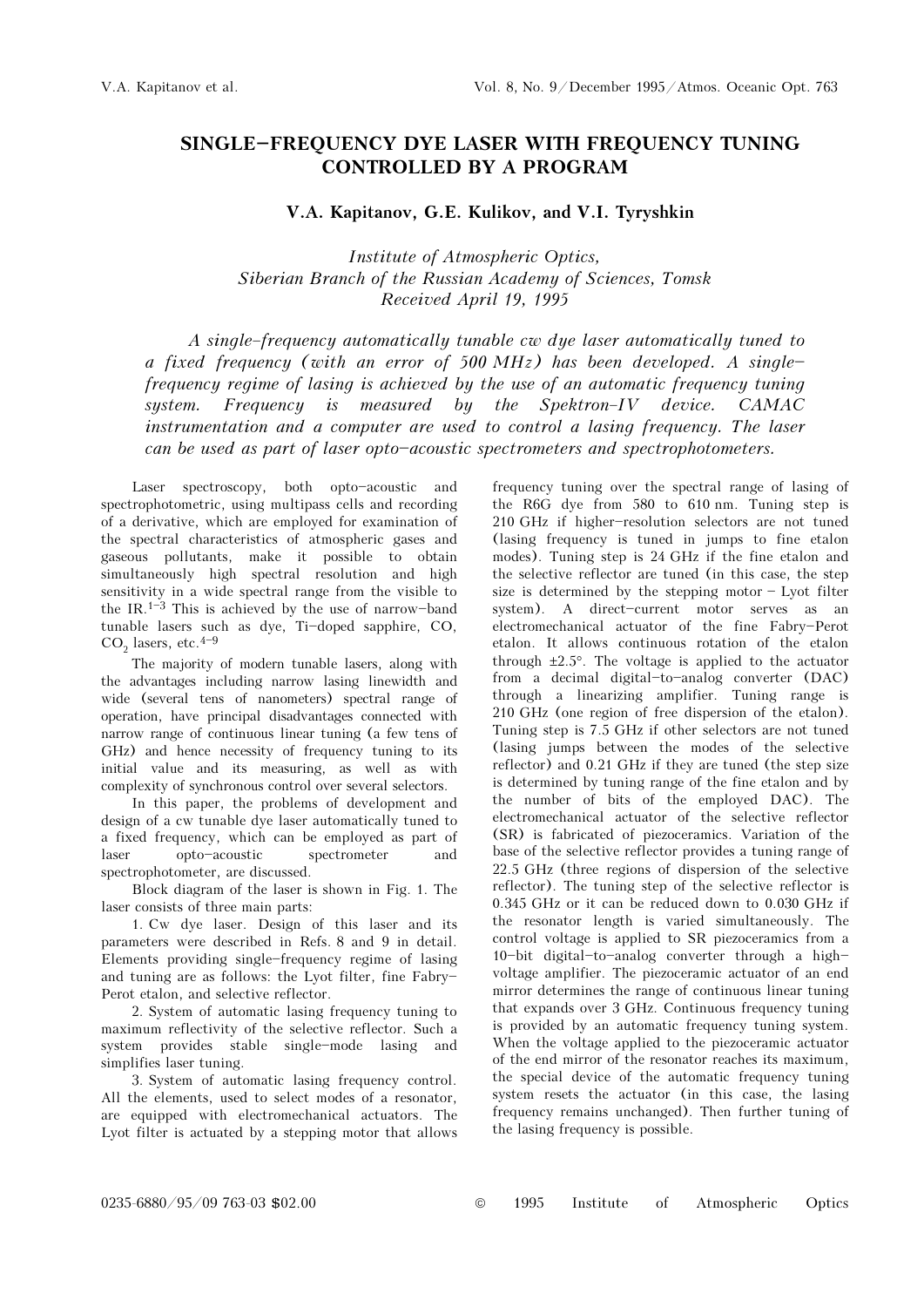# SINGLE–FREQUENCY DYE LASER WITH FREQUENCY TUNING CONTROLLED BY A PROGRAM

**V.A. Kapitanov, G.E. Kulikov, and V.I. Tyryshkin**

*Institute of Atmospheric Optics,*
*Siberian Branch of the Russian Academy of Sciences, Tomsk*
*Received April 19, 1995*

*A single–frequency automatically tunable cw dye laser automatically tuned to a fixed frequency (with an error of 500 MHz) has been developed. A single–frequency regime of lasing is achieved by the use of an automatic frequency tuning system. Frequency is measured by the Spektron–IV device. CAMAC instrumentation and a computer are used to control a lasing frequency. The laser can be used as part of laser opto–acoustic spectrometers and spectrophotometers.*

Laser spectroscopy, both opto–acoustic and spectrophotometric, using multipass cells and recording of a derivative, which are employed for examination of the spectral characteristics of atmospheric gases and gaseous pollutants, make it possible to obtain simultaneously high spectral resolution and high sensitivity in a wide spectral range from the visible to the IR.[1–3] This is achieved by the use of narrow–band tunable lasers such as dye, Ti–doped sapphire, CO, $CO_2$ lasers, etc.[4–9]

The majority of modern tunable lasers, along with the advantages including narrow lasing linewidth and wide (several tens of nanometers) spectral range of operation, have principal disadvantages connected with narrow range of continuous linear tuning (a few tens of GHz) and hence necessity of frequency tuning to its initial value and its measuring, as well as with complexity of synchronous control over several selectors.

In this paper, the problems of development and design of a cw tunable dye laser automatically tuned to a fixed frequency, which can be employed as part of laser opto–acoustic spectrometer and spectrophotometer, are discussed.

Block diagram of the laser is shown in Fig. 1. The laser consists of three main parts:

1. Cw dye laser. Design of this laser and its parameters were described in Refs. 8 and 9 in detail. Elements providing single–frequency regime of lasing and tuning are as follows: the Lyot filter, fine Fabry–Perot etalon, and selective reflector.

2. System of automatic lasing frequency tuning to maximum reflectivity of the selective reflector. Such a system provides stable single–mode lasing and simplifies laser tuning.

3. System of automatic lasing frequency control. All the elements, used to select modes of a resonator, are equipped with electromechanical actuators. The Lyot filter is actuated by a stepping motor that allows frequency tuning over the spectral range of lasing of the R6G dye from 580 to 610 nm. Tuning step is 210 GHz if higher–resolution selectors are not tuned (lasing frequency is tuned in jumps to fine etalon modes). Tuning step is 24 GHz if the fine etalon and the selective reflector are tuned (in this case, the step size is determined by the stepping motor – Lyot filter system). A direct–current motor serves as an electromechanical actuator of the fine Fabry–Perot etalon. It allows continuous rotation of the etalon through ±2.5°. The voltage is applied to the actuator from a decimal digital–to–analog converter (DAC) through a linearizing amplifier. Tuning range is 210 GHz (one region of free dispersion of the etalon). Tuning step is 7.5 GHz if other selectors are not tuned (lasing jumps between the modes of the selective reflector) and 0.21 GHz if they are tuned (the step size is determined by tuning range of the fine etalon and by the number of bits of the employed DAC). The electromechanical actuator of the selective reflector (SR) is fabricated of piezoceramics. Variation of the base of the selective reflector provides a tuning range of 22.5 GHz (three regions of dispersion of the selective reflector). The tuning step of the selective reflector is 0.345 GHz or it can be reduced down to 0.030 GHz if the resonator length is varied simultaneously. The control voltage is applied to SR piezoceramics from a 10–bit digital–to–analog converter through a high–voltage amplifier. The piezoceramic actuator of an end mirror determines the range of continuous linear tuning that expands over 3 GHz. Continuous frequency tuning is provided by an automatic frequency tuning system. When the voltage applied to the piezoceramic actuator of the end mirror of the resonator reaches its maximum, the special device of the automatic frequency tuning system resets the actuator (in this case, the lasing frequency remains unchanged). Then further tuning of the lasing frequency is possible.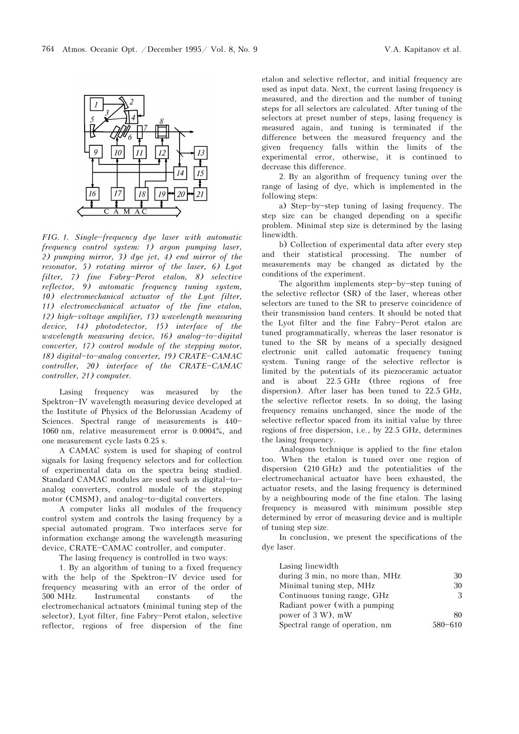FIG. 1. *Single-frequency dye laser with automatic frequency control system: 1) argon pumping laser, 2) pumping mirror, 3) dye jet, 4) end mirror of the resonator, 5) rotating mirror of the laser, 6) Lyot filter, 7) fine Fabry–Perot etalon, 8) selective reflector, 9) automatic frequency tuning system, 10) electromechanical actuator of the Lyot filter, 11) electromechanical actuator of the fine etalon, 12) high-voltage amplifier, 13) wavelength measuring device, 14) photodetector, 15) interface of the wavelength measuring device, 16) analog-to-digital converter, 17) control module of the stepping motor, 18) digital-to-analog converter, 19) CRATE-CAMAC controller, 20) interface of the CRATE-CAMAC controller, 21) computer.*

Lasing frequency was measured by the Spektron-IV wavelength measuring device developed at the Institute of Physics of the Belorussian Academy of Sciences. Spectral range of measurements is 440–1060 nm, relative measurement error is 0.0004%, and one measurement cycle lasts 0.25 s.

A CAMAC system is used for shaping of control signals for lasing frequency selectors and for collection of experimental data on the spectra being studied. Standard CAMAC modules are used such as digital-to-analog converters, control module of the stepping motor (CMSM), and analog-to-digital converters.

A computer links all modules of the frequency control system and controls the lasing frequency by a special automated program. Two interfaces serve for information exchange among the wavelength measuring device, CRATE-CAMAC controller, and computer.

The lasing frequency is controlled in two ways:

1. By an algorithm of tuning to a fixed frequency with the help of the Spektron-IV device used for frequency measuring with an error of the order of 500 MHz. Instrumental constants of the electromechanical actuators (minimal tuning step of the selector), Lyot filter, fine Fabry–Perot etalon, selective reflector, regions of free dispersion of the fine etalon and selective reflector, and initial frequency are used as input data. Next, the current lasing frequency is measured, and the direction and the number of tuning steps for all selectors are calculated. After tuning of the selectors at preset number of steps, lasing frequency is measured again, and tuning is terminated if the difference between the measured frequency and the given frequency falls within the limits of the experimental error, otherwise, it is continued to decrease this difference.

2. By an algorithm of frequency tuning over the range of lasing of dye, which is implemented in the following steps:

a) Step-by-step tuning of lasing frequency. The step size can be changed depending on a specific problem. Minimal step size is determined by the lasing linewidth.

b) Collection of experimental data after every step and their statistical processing. The number of measurements may be changed as dictated by the conditions of the experiment.

The algorithm implements step-by-step tuning of the selective reflector (SR) of the laser, whereas other selectors are tuned to the SR to preserve coincidence of their transmission band centers. It should be noted that the Lyot filter and the fine Fabry–Perot etalon are tuned programmatically, whereas the laser resonator is tuned to the SR by means of a specially designed electronic unit called automatic frequency tuning system. Tuning range of the selective reflector is limited by the potentials of its piezoceramic actuator and is about 22.5 GHz (three regions of free dispersion). After laser has been tuned to 22.5 GHz, the selective reflector resets. In so doing, the lasing frequency remains unchanged, since the mode of the selective reflector spaced from its initial value by three regions of free dispersion, i.e., by 22.5 GHz, determines the lasing frequency.

Analogous technique is applied to the fine etalon too. When the etalon is tuned over one region of dispersion (210 GHz) and the potentialities of the electromechanical actuator have been exhausted, the actuator resets, and the lasing frequency is determined by a neighbouring mode of the fine etalon. The lasing frequency is measured with minimum possible step determined by error of measuring device and is multiple of tuning step size.

In conclusion, we present the specifications of the dye laser.

| | |
|---|---|
| Lasing linewidth during 3 min, no more than, MHz | 30 |
| Minimal tuning step, MHz | 30 |
| Continuous tuning range, GHz | 3 |
| Radiant power (with a pumping power of 3 W), mW | 80 |
| Spectral range of operation, nm | 580–610 |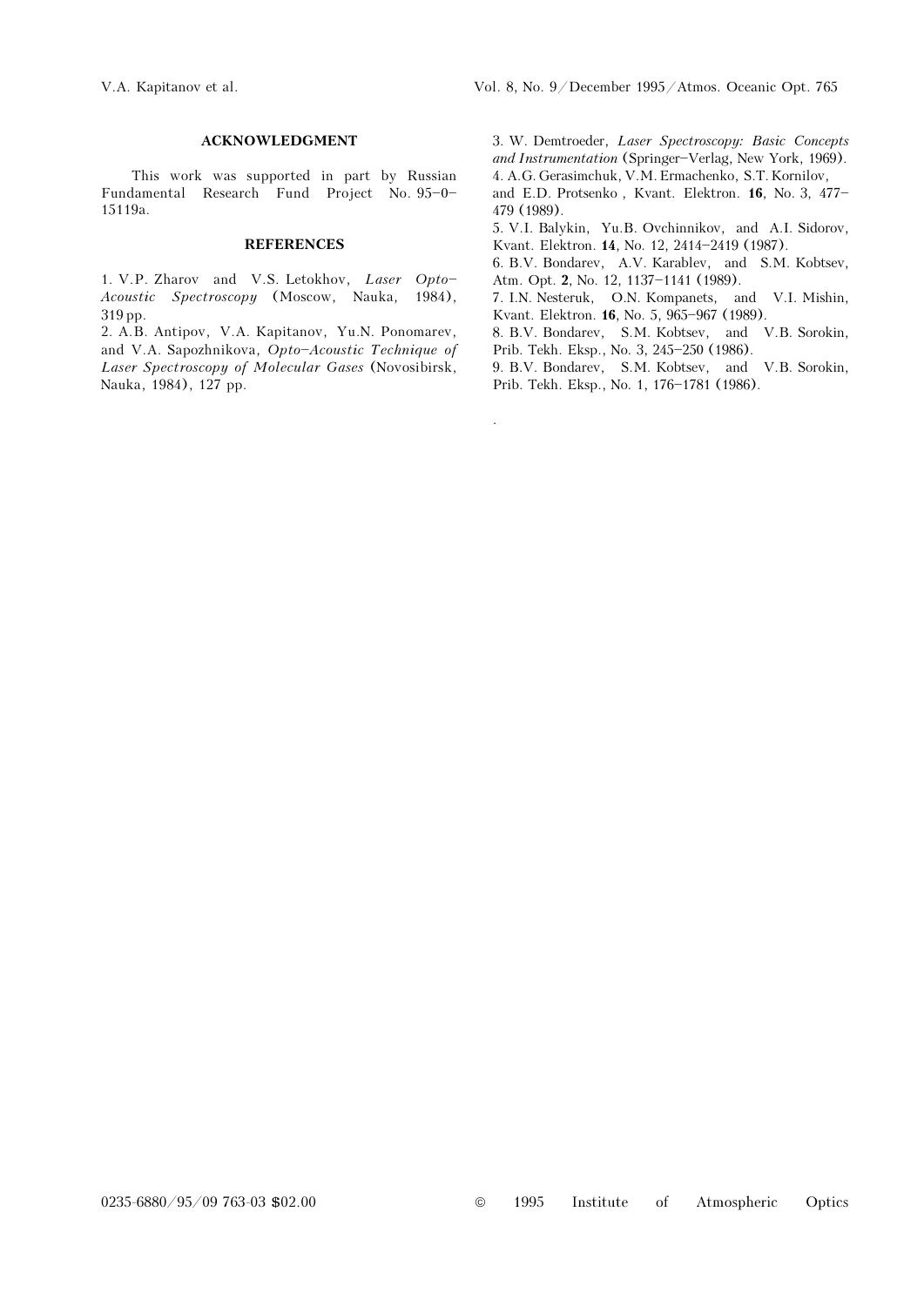## ACKNOWLEDGMENT

This work was supported in part by Russian Fundamental Research Fund Project No. 95–0–15119a.

## REFERENCES

1. V.P. Zharov and V.S. Letokhov, *Laser Opto–Acoustic Spectroscopy* (Moscow, Nauka, 1984), 319 pp.
2. A.B. Antipov, V.A. Kapitanov, Yu.N. Ponomarev, and V.A. Sapozhnikova, *Opto–Acoustic Technique of Laser Spectroscopy of Molecular Gases* (Novosibirsk, Nauka, 1984), 127 pp.
3. W. Demtroeder, *Laser Spectroscopy: Basic Concepts and Instrumentation* (Springer–Verlag, New York, 1969).
4. A.G. Gerasimchuk, V.M. Ermachenko, S.T. Kornilov, and E.D. Protsenko , Kvant. Elektron. **16**, No. 3, 477–479 (1989).
5. V.I. Balykin, Yu.B. Ovchinnikov, and A.I. Sidorov, Kvant. Elektron. **14**, No. 12, 2414–2419 (1987).
6. B.V. Bondarev, A.V. Karablev, and S.M. Kobtsev, Atm. Opt. **2**, No. 12, 1137–1141 (1989).
7. I.N. Nesteruk, O.N. Kompanets, and V.I. Mishin, Kvant. Elektron. **16**, No. 5, 965–967 (1989).
8. B.V. Bondarev, S.M. Kobtsev, and V.B. Sorokin, Prib. Tekh. Eksp., No. 3, 245–250 (1986).
9. B.V. Bondarev, S.M. Kobtsev, and V.B. Sorokin, Prib. Tekh. Eksp., No. 1, 176–1781 (1986).